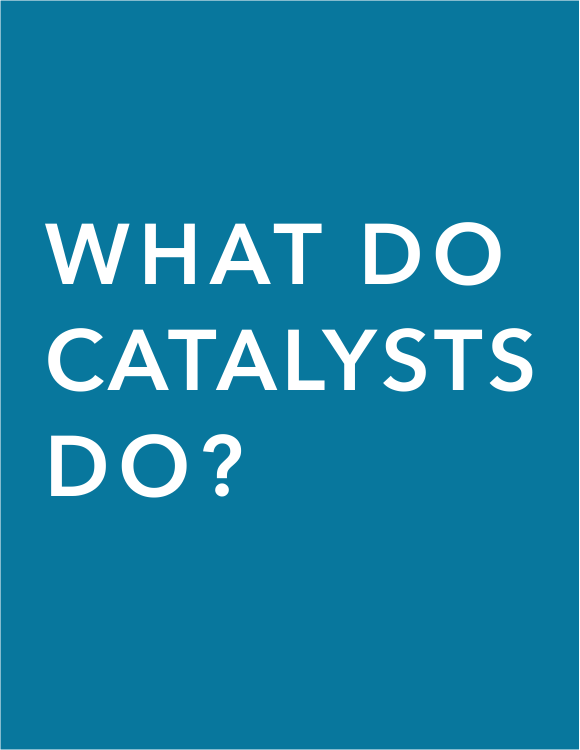# WHAT DO CATALYSTS DO?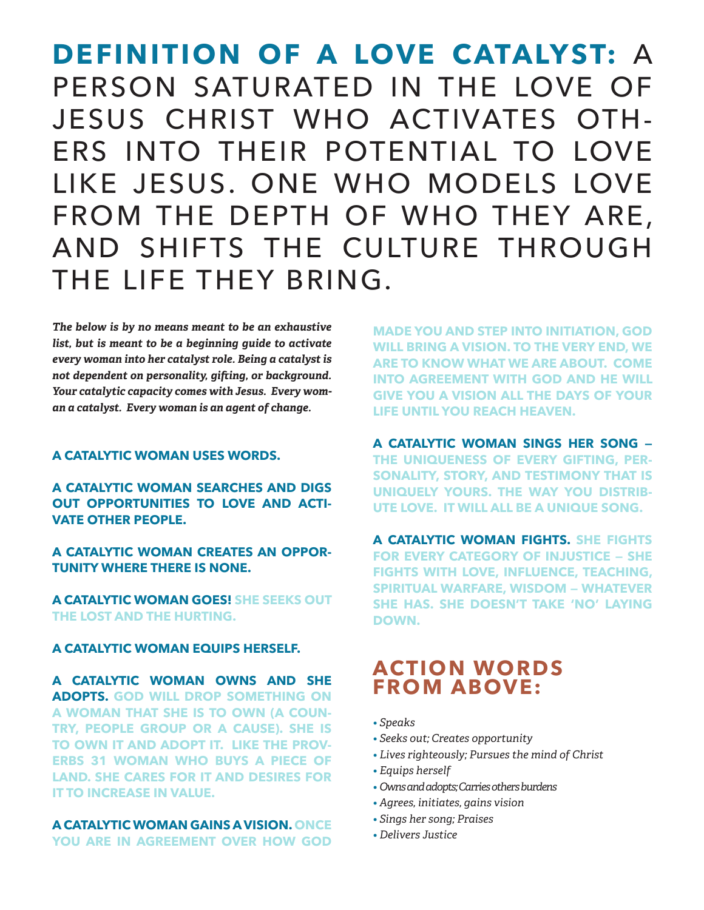# **DEFINITION OF A LOVE CATALYST:** A PERSON SATURATED IN THE LOVE OF JESUS CHRIST WHO ACTIVATES OTHERS INTO THEIR POTENTIAL TO LOVE LIKE JESUS. ONE WHO MODELS LOVE FROM THE DEPTH OF WHO THEY ARE, AND SHIFTS THE CULTURE THROUGH THE LIFE THEY BRING.

***The below is by no means meant to be an exhaustive list, but is meant to be a beginning guide to activate every woman into her catalyst role. Being a catalyst is not dependent on personality, gifting, or background. Your catalytic capacity comes with Jesus. Every woman a catalyst. Every woman is an agent of change.***

**A CATALYTIC WOMAN USES WORDS.**

**A CATALYTIC WOMAN SEARCHES AND DIGS OUT OPPORTUNITIES TO LOVE AND ACTIVATE OTHER PEOPLE.**

**A CATALYTIC WOMAN CREATES AN OPPORTUNITY WHERE THERE IS NONE.**

**A CATALYTIC WOMAN GOES!** SHE SEEKS OUT THE LOST AND THE HURTING.

**A CATALYTIC WOMAN EQUIPS HERSELF.**

**A CATALYTIC WOMAN OWNS AND SHE ADOPTS.** GOD WILL DROP SOMETHING ON A WOMAN THAT SHE IS TO OWN (A COUNTRY, PEOPLE GROUP OR A CAUSE). SHE IS TO OWN IT AND ADOPT IT. LIKE THE PROVERBS 31 WOMAN WHO BUYS A PIECE OF LAND. SHE CARES FOR IT AND DESIRES FOR IT TO INCREASE IN VALUE.

**A CATALYTIC WOMAN GAINS A VISION.** ONCE YOU ARE IN AGREEMENT OVER HOW GOD MADE YOU AND STEP INTO INITIATION, GOD WILL BRING A VISION. TO THE VERY END, WE ARE TO KNOW WHAT WE ARE ABOUT. COME INTO AGREEMENT WITH GOD AND HE WILL GIVE YOU A VISION ALL THE DAYS OF YOUR LIFE UNTIL YOU REACH HEAVEN.

**A CATALYTIC WOMAN SINGS HER SONG –** THE UNIQUENESS OF EVERY GIFTING, PERSONALITY, STORY, AND TESTIMONY THAT IS UNIQUELY YOURS. THE WAY YOU DISTRIBUTE LOVE. IT WILL ALL BE A UNIQUE SONG.

**A CATALYTIC WOMAN FIGHTS.** SHE FIGHTS FOR EVERY CATEGORY OF INJUSTICE – SHE FIGHTS WITH LOVE, INFLUENCE, TEACHING, SPIRITUAL WARFARE, WISDOM – WHATEVER SHE HAS. SHE DOESN'T TAKE 'NO' LAYING DOWN.

## ACTION WORDS FROM ABOVE:

- *Speaks*
- *Seeks out; Creates opportunity*
- *Lives righteously; Pursues the mind of Christ*
- *Equips herself*
- *Owns and adopts; Carries others burdens*
- *Agrees, initiates, gains vision*
- *Sings her song; Praises*
- *Delivers Justice*